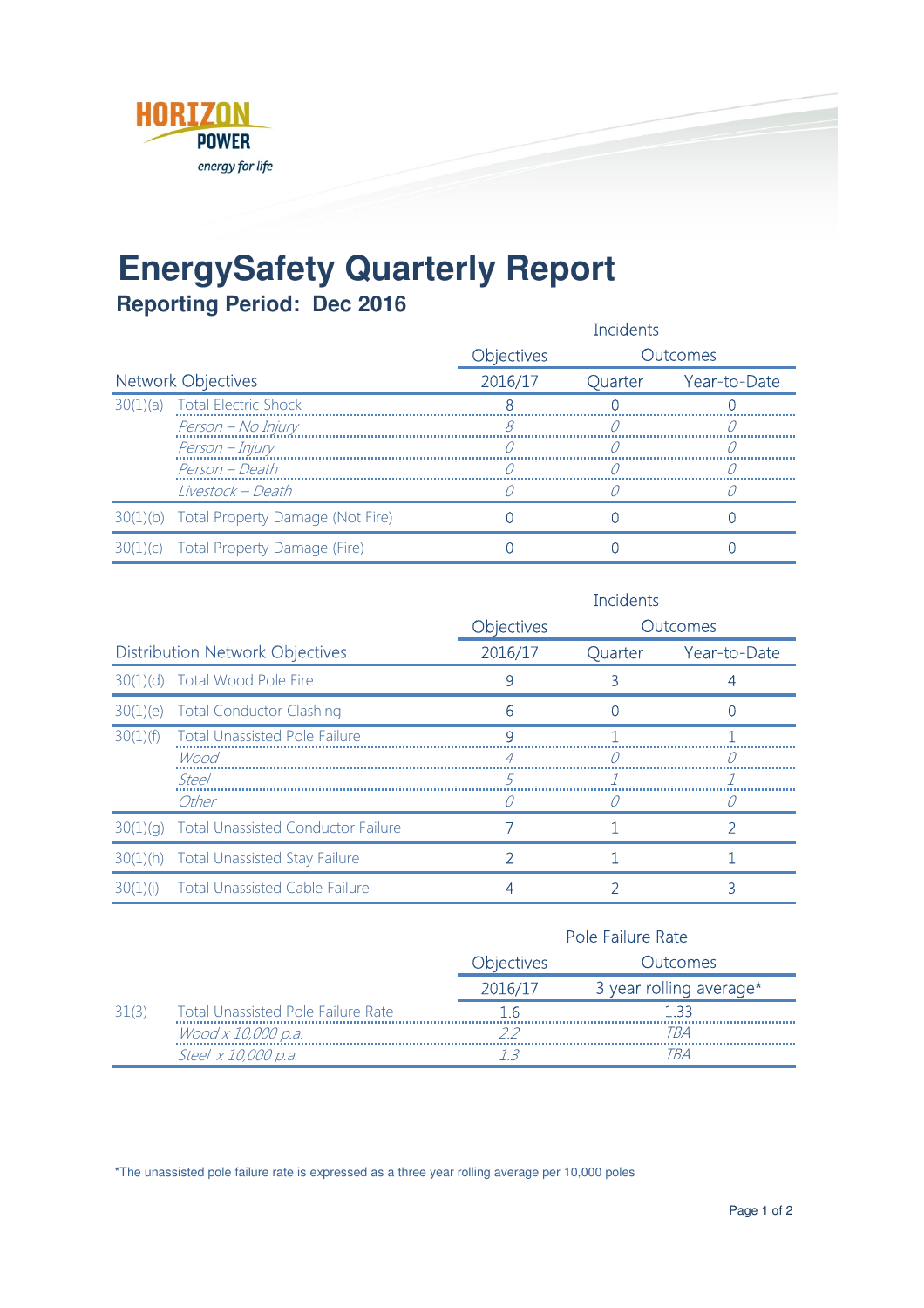HORIZON POWER

*energy for life*

# EnergySafety Quarterly Report

## Reporting Period: Dec 2016

| Network Objectives | | Objectives | Incidents Outcomes | |
|---|---|---|---|---|
| | | 2016/17 | Quarter | Year-to-Date |
| 30(1)(a) | Total Electric Shock | 8 | 0 | 0 |
| | *Person – No Injury* | *8* | *0* | *0* |
| | *Person – Injury* | *0* | *0* | *0* |
| | *Person – Death* | *0* | *0* | *0* |
| | *Livestock – Death* | *0* | *0* | *0* |
| 30(1)(b) | Total Property Damage (Not Fire) | 0 | 0 | 0 |
| 30(1)(c) | Total Property Damage (Fire) | 0 | 0 | 0 |

| Distribution Network Objectives | | Objectives | Incidents Outcomes | |
|---|---|---|---|---|
| | | 2016/17 | Quarter | Year-to-Date |
| 30(1)(d) | Total Wood Pole Fire | 9 | 3 | 4 |
| 30(1)(e) | Total Conductor Clashing | 6 | 0 | 0 |
| 30(1)(f) | Total Unassisted Pole Failure | 9 | 1 | 1 |
| | *Wood* | *4* | *0* | *0* |
| | *Steel* | *5* | *1* | *1* |
| | *Other* | *0* | *0* | *0* |
| 30(1)(g) | Total Unassisted Conductor Failure | 7 | 1 | 2 |
| 30(1)(h) | Total Unassisted Stay Failure | 2 | 1 | 1 |
| 30(1)(i) | Total Unassisted Cable Failure | 4 | 2 | 3 |

| | | Pole Failure Rate Objectives | Pole Failure Rate Outcomes |
|---|---|---|---|
| | | 2016/17 | 3 year rolling average* |
| 31(3) | Total Unassisted Pole Failure Rate | 1.6 | 1.33 |
| | *Wood x 10,000 p.a.* | *2.2* | *TBA* |
| | *Steel x 10,000 p.a.* | *1.3* | *TBA* |

*The unassisted pole failure rate is expressed as a three year rolling average per 10,000 poles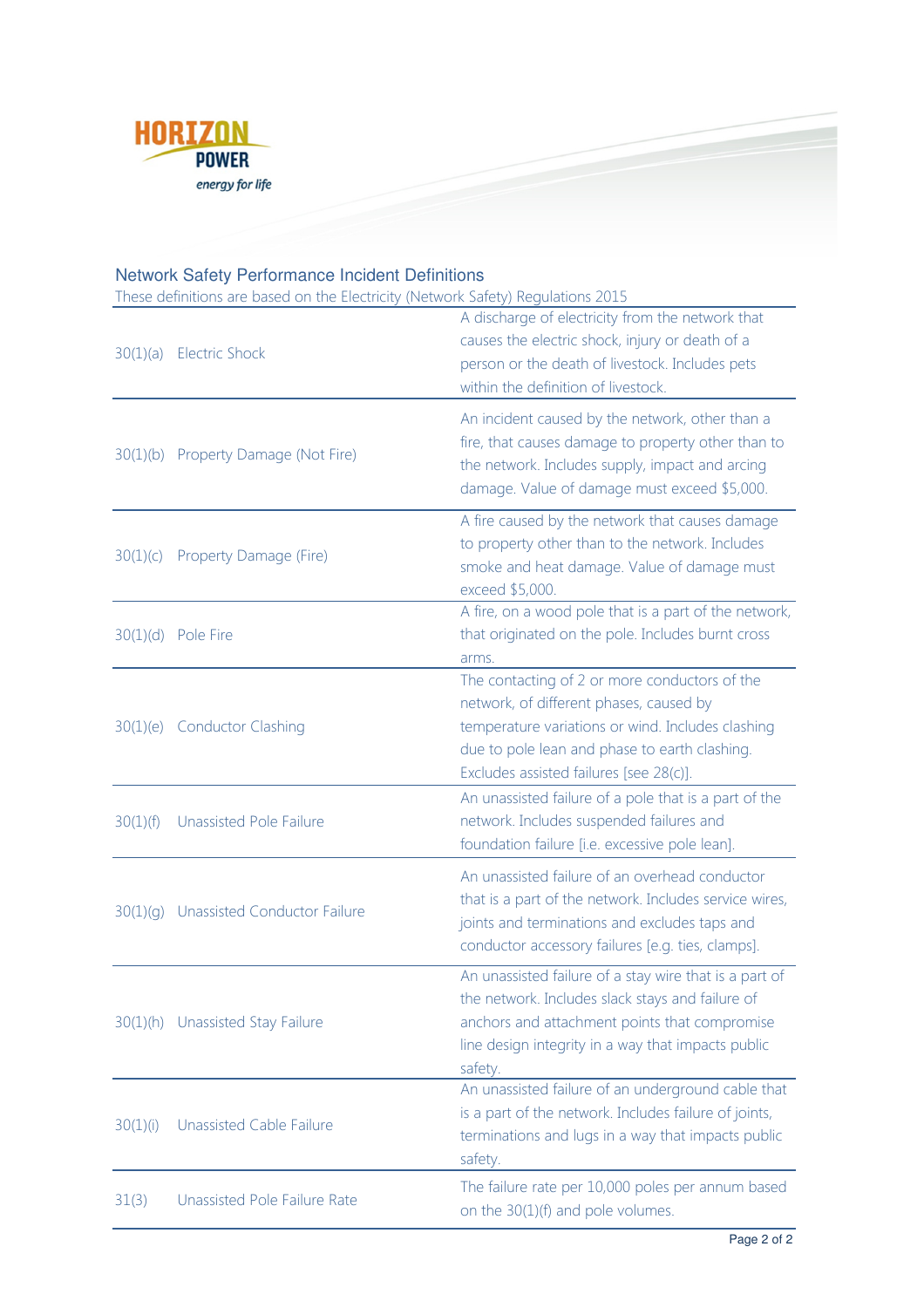## Network Safety Performance Incident Definitions

These definitions are based on the Electricity (Network Safety) Regulations 2015

| | | |
|---|---|---|
| 30(1)(a) | Electric Shock | A discharge of electricity from the network that causes the electric shock, injury or death of a person or the death of livestock. Includes pets within the definition of livestock. |
| 30(1)(b) | Property Damage (Not Fire) | An incident caused by the network, other than a fire, that causes damage to property other than to the network. Includes supply, impact and arcing damage. Value of damage must exceed $5,000. |
| 30(1)(c) | Property Damage (Fire) | A fire caused by the network that causes damage to property other than to the network. Includes smoke and heat damage. Value of damage must exceed $5,000. |
| 30(1)(d) | Pole Fire | A fire, on a wood pole that is a part of the network, that originated on the pole. Includes burnt cross arms. |
| 30(1)(e) | Conductor Clashing | The contacting of 2 or more conductors of the network, of different phases, caused by temperature variations or wind. Includes clashing due to pole lean and phase to earth clashing. Excludes assisted failures [see 28(c)]. |
| 30(1)(f) | Unassisted Pole Failure | An unassisted failure of a pole that is a part of the network. Includes suspended failures and foundation failure [i.e. excessive pole lean]. |
| 30(1)(g) | Unassisted Conductor Failure | An unassisted failure of an overhead conductor that is a part of the network. Includes service wires, joints and terminations and excludes taps and conductor accessory failures [e.g. ties, clamps]. |
| 30(1)(h) | Unassisted Stay Failure | An unassisted failure of a stay wire that is a part of the network. Includes slack stays and failure of anchors and attachment points that compromise line design integrity in a way that impacts public safety. |
| 30(1)(i) | Unassisted Cable Failure | An unassisted failure of an underground cable that is a part of the network. Includes failure of joints, terminations and lugs in a way that impacts public safety. |
| 31(3) | Unassisted Pole Failure Rate | The failure rate per 10,000 poles per annum based on the 30(1)(f) and pole volumes. |